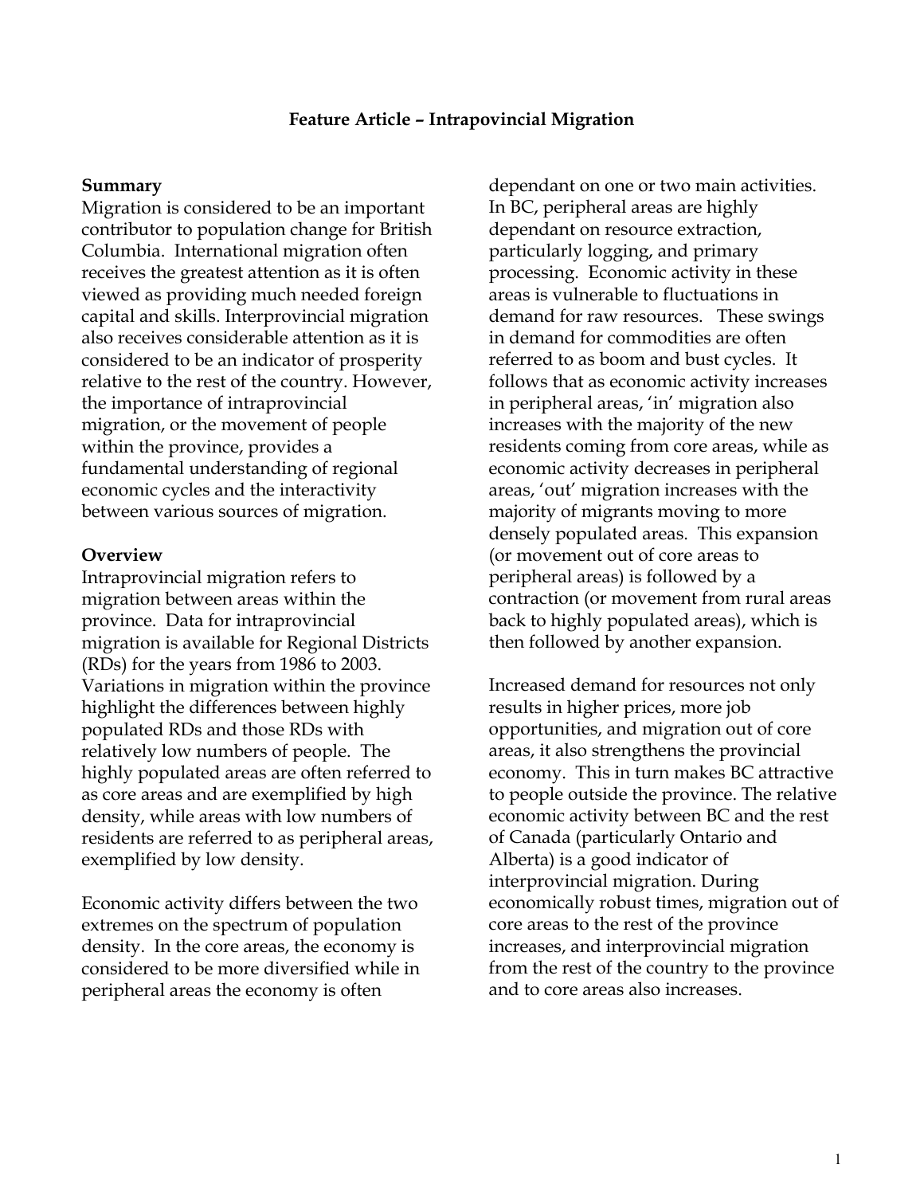# Feature Article – Intrapovincial Migration

## Summary

Migration is considered to be an important contributor to population change for British Columbia. International migration often receives the greatest attention as it is often viewed as providing much needed foreign capital and skills. Interprovincial migration also receives considerable attention as it is considered to be an indicator of prosperity relative to the rest of the country. However, the importance of intraprovincial migration, or the movement of people within the province, provides a fundamental understanding of regional economic cycles and the interactivity between various sources of migration.

## Overview

Intraprovincial migration refers to migration between areas within the province. Data for intraprovincial migration is available for Regional Districts (RDs) for the years from 1986 to 2003. Variations in migration within the province highlight the differences between highly populated RDs and those RDs with relatively low numbers of people. The highly populated areas are often referred to as core areas and are exemplified by high density, while areas with low numbers of residents are referred to as peripheral areas, exemplified by low density.

Economic activity differs between the two extremes on the spectrum of population density. In the core areas, the economy is considered to be more diversified while in peripheral areas the economy is often dependant on one or two main activities. In BC, peripheral areas are highly dependant on resource extraction, particularly logging, and primary processing. Economic activity in these areas is vulnerable to fluctuations in demand for raw resources. These swings in demand for commodities are often referred to as boom and bust cycles. It follows that as economic activity increases in peripheral areas, 'in' migration also increases with the majority of the new residents coming from core areas, while as economic activity decreases in peripheral areas, 'out' migration increases with the majority of migrants moving to more densely populated areas. This expansion (or movement out of core areas to peripheral areas) is followed by a contraction (or movement from rural areas back to highly populated areas), which is then followed by another expansion.

Increased demand for resources not only results in higher prices, more job opportunities, and migration out of core areas, it also strengthens the provincial economy. This in turn makes BC attractive to people outside the province. The relative economic activity between BC and the rest of Canada (particularly Ontario and Alberta) is a good indicator of interprovincial migration. During economically robust times, migration out of core areas to the rest of the province increases, and interprovincial migration from the rest of the country to the province and to core areas also increases.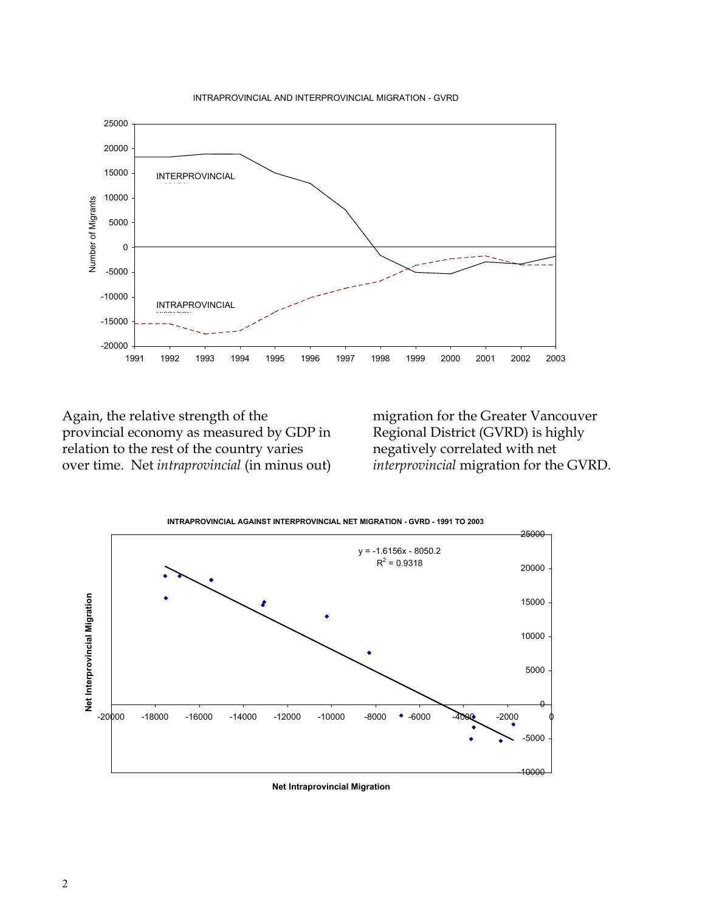INTRAPROVINCIAL AND INTERPROVINCIAL MIGRATION - GVRD

Again, the relative strength of the provincial economy as measured by GDP in relation to the rest of the country varies over time. Net *intraprovincial* (in minus out) migration for the Greater Vancouver Regional District (GVRD) is highly negatively correlated with net *interprovincial* migration for the GVRD.

INTRAPROVINCIAL AGAINST INTERPROVINCIAL NET MIGRATION - GVRD - 1991 TO 2003

$y = -1.6156x - 8050.2$

$R^2 = 0.9318$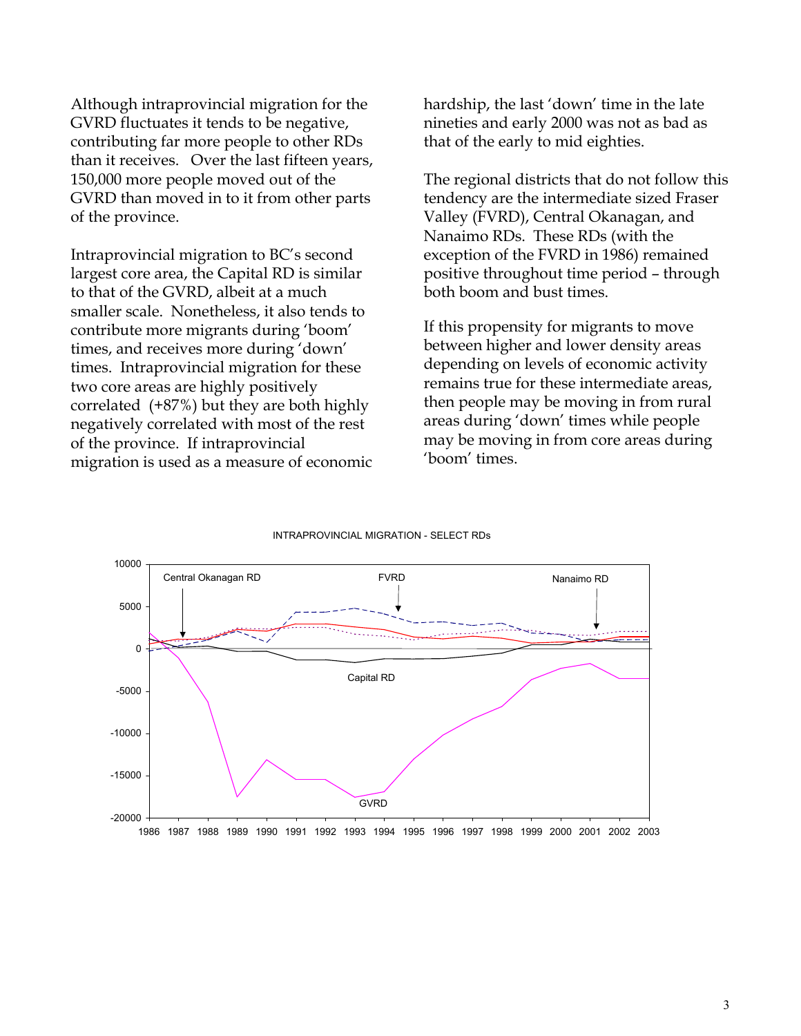Although intraprovincial migration for the GVRD fluctuates it tends to be negative, contributing far more people to other RDs than it receives. Over the last fifteen years, 150,000 more people moved out of the GVRD than moved in to it from other parts of the province.

Intraprovincial migration to BC's second largest core area, the Capital RD is similar to that of the GVRD, albeit at a much smaller scale. Nonetheless, it also tends to contribute more migrants during 'boom' times, and receives more during 'down' times. Intraprovincial migration for these two core areas are highly positively correlated (+87%) but they are both highly negatively correlated with most of the rest of the province. If intraprovincial migration is used as a measure of economic hardship, the last 'down' time in the late nineties and early 2000 was not as bad as that of the early to mid eighties.

The regional districts that do not follow this tendency are the intermediate sized Fraser Valley (FVRD), Central Okanagan, and Nanaimo RDs. These RDs (with the exception of the FVRD in 1986) remained positive throughout time period – through both boom and bust times.

If this propensity for migrants to move between higher and lower density areas depending on levels of economic activity remains true for these intermediate areas, then people may be moving in from rural areas during 'down' times while people may be moving in from core areas during 'boom' times.

INTRAPROVINCIAL MIGRATION - SELECT RDs

Central Okanagan RD
FVRD
Nanaimo RD
Capital RD
GVRD

10000
5000
0
-5000
-10000
-15000
-20000

1986 1987 1988 1989 1990 1991 1992 1993 1994 1995 1996 1997 1998 1999 2000 2001 2002 2003